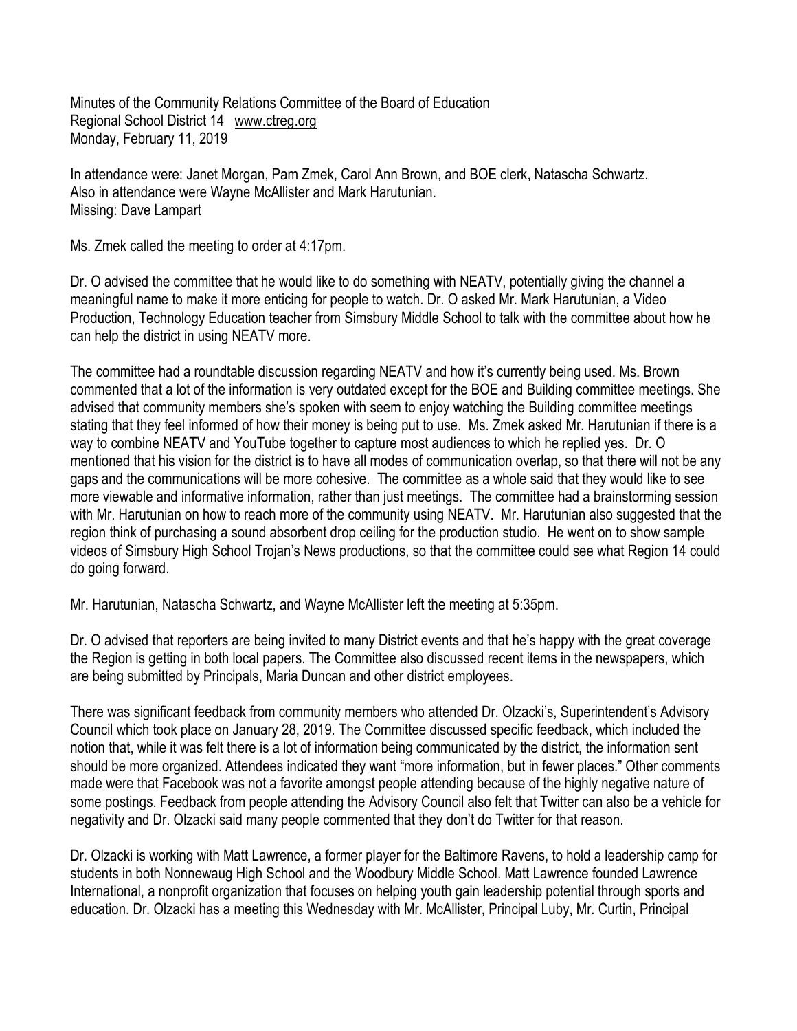Minutes of the Community Relations Committee of the Board of Education
Regional School District 14 www.ctreg.org
Monday, February 11, 2019

In attendance were: Janet Morgan, Pam Zmek, Carol Ann Brown, and BOE clerk, Natascha Schwartz.
Also in attendance were Wayne McAllister and Mark Harutunian.
Missing: Dave Lampart

Ms. Zmek called the meeting to order at 4:17pm.

Dr. O advised the committee that he would like to do something with NEATV, potentially giving the channel a meaningful name to make it more enticing for people to watch. Dr. O asked Mr. Mark Harutunian, a Video Production, Technology Education teacher from Simsbury Middle School to talk with the committee about how he can help the district in using NEATV more.

The committee had a roundtable discussion regarding NEATV and how it's currently being used. Ms. Brown commented that a lot of the information is very outdated except for the BOE and Building committee meetings. She advised that community members she's spoken with seem to enjoy watching the Building committee meetings stating that they feel informed of how their money is being put to use. Ms. Zmek asked Mr. Harutunian if there is a way to combine NEATV and YouTube together to capture most audiences to which he replied yes. Dr. O mentioned that his vision for the district is to have all modes of communication overlap, so that there will not be any gaps and the communications will be more cohesive. The committee as a whole said that they would like to see more viewable and informative information, rather than just meetings. The committee had a brainstorming session with Mr. Harutunian on how to reach more of the community using NEATV. Mr. Harutunian also suggested that the region think of purchasing a sound absorbent drop ceiling for the production studio. He went on to show sample videos of Simsbury High School Trojan's News productions, so that the committee could see what Region 14 could do going forward.

Mr. Harutunian, Natascha Schwartz, and Wayne McAllister left the meeting at 5:35pm.

Dr. O advised that reporters are being invited to many District events and that he's happy with the great coverage the Region is getting in both local papers. The Committee also discussed recent items in the newspapers, which are being submitted by Principals, Maria Duncan and other district employees.

There was significant feedback from community members who attended Dr. Olzacki's, Superintendent's Advisory Council which took place on January 28, 2019. The Committee discussed specific feedback, which included the notion that, while it was felt there is a lot of information being communicated by the district, the information sent should be more organized. Attendees indicated they want "more information, but in fewer places." Other comments made were that Facebook was not a favorite amongst people attending because of the highly negative nature of some postings. Feedback from people attending the Advisory Council also felt that Twitter can also be a vehicle for negativity and Dr. Olzacki said many people commented that they don't do Twitter for that reason.

Dr. Olzacki is working with Matt Lawrence, a former player for the Baltimore Ravens, to hold a leadership camp for students in both Nonnewaug High School and the Woodbury Middle School. Matt Lawrence founded Lawrence International, a nonprofit organization that focuses on helping youth gain leadership potential through sports and education. Dr. Olzacki has a meeting this Wednesday with Mr. McAllister, Principal Luby, Mr. Curtin, Principal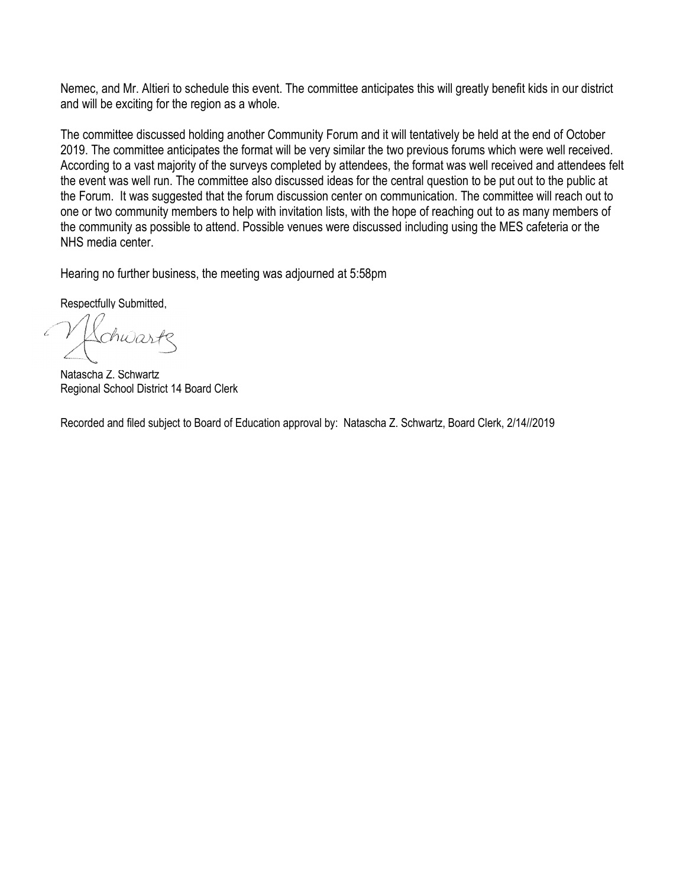Nemec, and Mr. Altieri to schedule this event. The committee anticipates this will greatly benefit kids in our district and will be exciting for the region as a whole.

The committee discussed holding another Community Forum and it will tentatively be held at the end of October 2019. The committee anticipates the format will be very similar the two previous forums which were well received. According to a vast majority of the surveys completed by attendees, the format was well received and attendees felt the event was well run. The committee also discussed ideas for the central question to be put out to the public at the Forum. It was suggested that the forum discussion center on communication. The committee will reach out to one or two community members to help with invitation lists, with the hope of reaching out to as many members of the community as possible to attend. Possible venues were discussed including using the MES cafeteria or the NHS media center.

Hearing no further business, the meeting was adjourned at 5:58pm

Respectfully Submitted,

Natascha Z. Schwartz
Regional School District 14 Board Clerk

Recorded and filed subject to Board of Education approval by: Natascha Z. Schwartz, Board Clerk, 2/14//2019